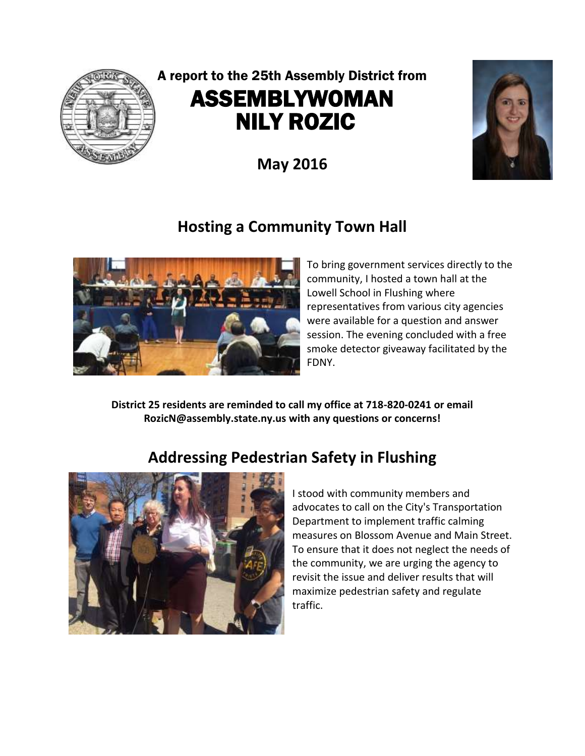A report to the 25th Assembly District from

# ASSEMBLYWOMAN NILY ROZIC

**May 2016**

## Hosting a Community Town Hall

To bring government services directly to the community, I hosted a town hall at the Lowell School in Flushing where representatives from various city agencies were available for a question and answer session. The evening concluded with a free smoke detector giveaway facilitated by the FDNY.

**District 25 residents are reminded to call my office at 718-820-0241 or email RozicN@assembly.state.ny.us with any questions or concerns!**

## Addressing Pedestrian Safety in Flushing

I stood with community members and advocates to call on the City's Transportation Department to implement traffic calming measures on Blossom Avenue and Main Street. To ensure that it does not neglect the needs of the community, we are urging the agency to revisit the issue and deliver results that will maximize pedestrian safety and regulate traffic.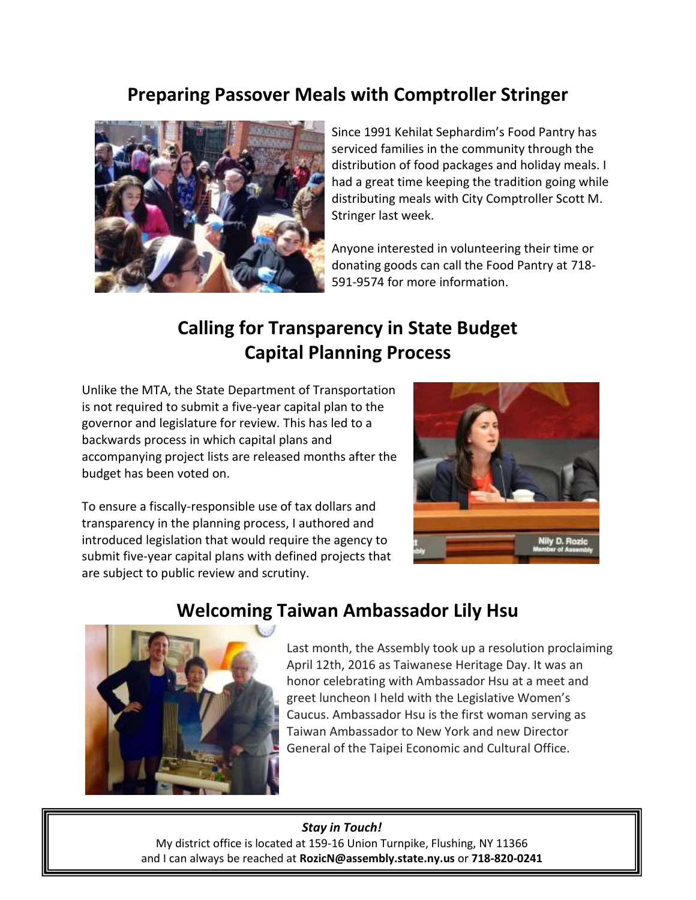## Preparing Passover Meals with Comptroller Stringer

Since 1991 Kehilat Sephardim's Food Pantry has serviced families in the community through the distribution of food packages and holiday meals. I had a great time keeping the tradition going while distributing meals with City Comptroller Scott M. Stringer last week.

Anyone interested in volunteering their time or donating goods can call the Food Pantry at 718-591-9574 for more information.

## Calling for Transparency in State Budget Capital Planning Process

Unlike the MTA, the State Department of Transportation is not required to submit a five-year capital plan to the governor and legislature for review. This has led to a backwards process in which capital plans and accompanying project lists are released months after the budget has been voted on.

To ensure a fiscally-responsible use of tax dollars and transparency in the planning process, I authored and introduced legislation that would require the agency to submit five-year capital plans with defined projects that are subject to public review and scrutiny.

## Welcoming Taiwan Ambassador Lily Hsu

Last month, the Assembly took up a resolution proclaiming April 12th, 2016 as Taiwanese Heritage Day. It was an honor celebrating with Ambassador Hsu at a meet and greet luncheon I held with the Legislative Women's Caucus. Ambassador Hsu is the first woman serving as Taiwan Ambassador to New York and new Director General of the Taipei Economic and Cultural Office.

***Stay in Touch!***

My district office is located at 159-16 Union Turnpike, Flushing, NY 11366
and I can always be reached at **RozicN@assembly.state.ny.us** or **718-820-0241**